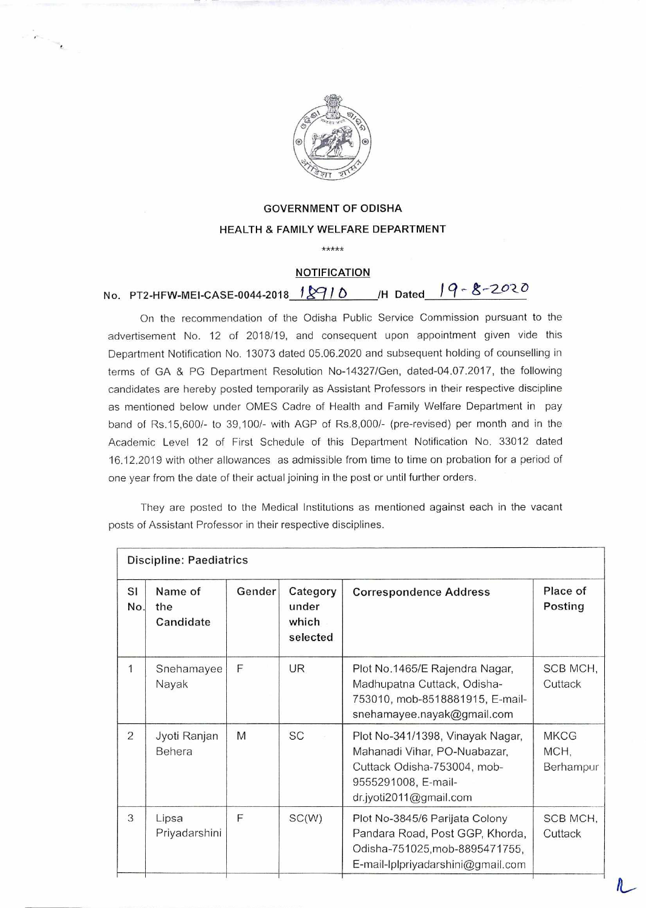**GOVERNMENT OF ODISHA**

**HEALTH & FAMILY WELFARE DEPARTMENT**

\*\*\*\*\*

**NOTIFICATION**

No. PT2-HFW-MEI-CASE-0044-2018 18910 /H Dated 19-8-2020

On the recommendation of the Odisha Public Service Commission pursuant to the advertisement No. 12 of 2018/19, and consequent upon appointment given vide this Department Notification No. 13073 dated 05.06.2020 and subsequent holding of counselling in terms of GA & PG Department Resolution No-14327/Gen, dated-04.07.2017, the following candidates are hereby posted temporarily as Assistant Professors in their respective discipline as mentioned below under OMES Cadre of Health and Family Welfare Department in pay band of Rs.15,600/- to 39,100/- with AGP of Rs.8,000/- (pre-revised) per month and in the Academic Level 12 of First Schedule of this Department Notification No. 33012 dated 16.12.2019 with other allowances as admissible from time to time on probation for a period of one year from the date of their actual joining in the post or until further orders.

They are posted to the Medical Institutions as mentioned against each in the vacant posts of Assistant Professor in their respective disciplines.

| Discipline: Paediatrics | | | | | |
|---|---|---|---|---|---|
| Sl No. | Name of the Candidate | Gender | Category under which selected | Correspondence Address | Place of Posting |
| 1 | Snehamayee Nayak | F | UR | Plot No.1465/E Rajendra Nagar, Madhupatna Cuttack, Odisha-753010, mob-8518881915, E-mail-snehamayee.nayak@gmail.com | SCB MCH, Cuttack |
| 2 | Jyoti Ranjan Behera | M | SC | Plot No-341/1398, Vinayak Nagar, Mahanadi Vihar, PO-Nuabazar, Cuttack Odisha-753004, mob-9555291008, E-mail-dr.jyoti2011@gmail.com | MKCG MCH, Berhampur |
| 3 | Lipsa Priyadarshini | F | SC(W) | Plot No-3845/6 Parijata Colony Pandara Road, Post GGP, Khorda, Odisha-751025,mob-8895471755, E-mail-lplpriyadarshini@gmail.com | SCB MCH, Cuttack |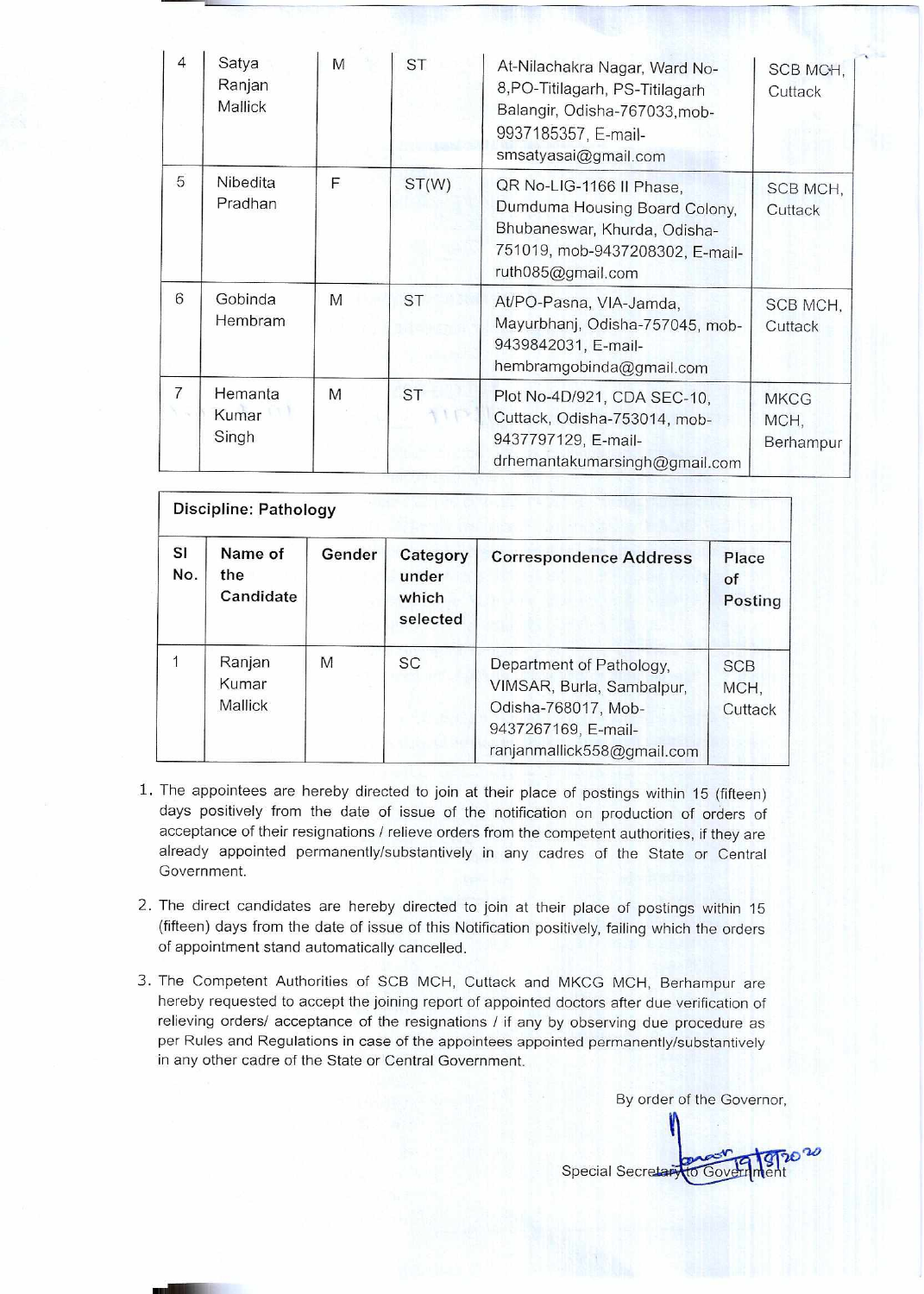| | | | | | |
|---|---|---|---|---|---|
| 4 | Satya Ranjan Mallick | M | ST | At-Nilachakra Nagar, Ward No-8,PO-Titilagarh, PS-Titilagarh Balangir, Odisha-767033,mob-9937185357, E-mail-smsatyasai@gmail.com | SCB MCH, Cuttack |
| 5 | Nibedita Pradhan | F | ST(W) | QR No-LIG-1166 II Phase, Dumduma Housing Board Colony, Bhubaneswar, Khurda, Odisha-751019, mob-9437208302, E-mail-ruth085@gmail.com | SCB MCH, Cuttack |
| 6 | Gobinda Hembram | M | ST | At/PO-Pasna, VIA-Jamda, Mayurbhanj, Odisha-757045, mob-9439842031, E-mail-hembramgobinda@gmail.com | SCB MCH, Cuttack |
| 7 | Hemanta Kumar Singh | M | ST | Plot No-4D/921, CDA SEC-10, Cuttack, Odisha-753014, mob-9437797129, E-mail-drhemantakumarsingh@gmail.com | MKCG MCH, Berhampur |

**Discipline: Pathology**

| Sl No. | Name of the Candidate | Gender | Category under which selected | Correspondence Address | Place of Posting |
|---|---|---|---|---|---|
| 1 | Ranjan Kumar Mallick | M | SC | Department of Pathology, VIMSAR, Burla, Sambalpur, Odisha-768017, Mob-9437267169, E-mail-ranjanmallick558@gmail.com | SCB MCH, Cuttack |

1. The appointees are hereby directed to join at their place of postings within 15 (fifteen) days positively from the date of issue of the notification on production of orders of acceptance of their resignations / relieve orders from the competent authorities, if they are already appointed permanently/substantively in any cadres of the State or Central Government.

2. The direct candidates are hereby directed to join at their place of postings within 15 (fifteen) days from the date of issue of this Notification positively, failing which the orders of appointment stand automatically cancelled.

3. The Competent Authorities of SCB MCH, Cuttack and MKCG MCH, Berhampur are hereby requested to accept the joining report of appointed doctors after due verification of relieving orders/ acceptance of the resignations / if any by observing due procedure as per Rules and Regulations in case of the appointees appointed permanently/substantively in any other cadre of the State or Central Government.

By order of the Governor,

19/8/2020

Special Secretary to Government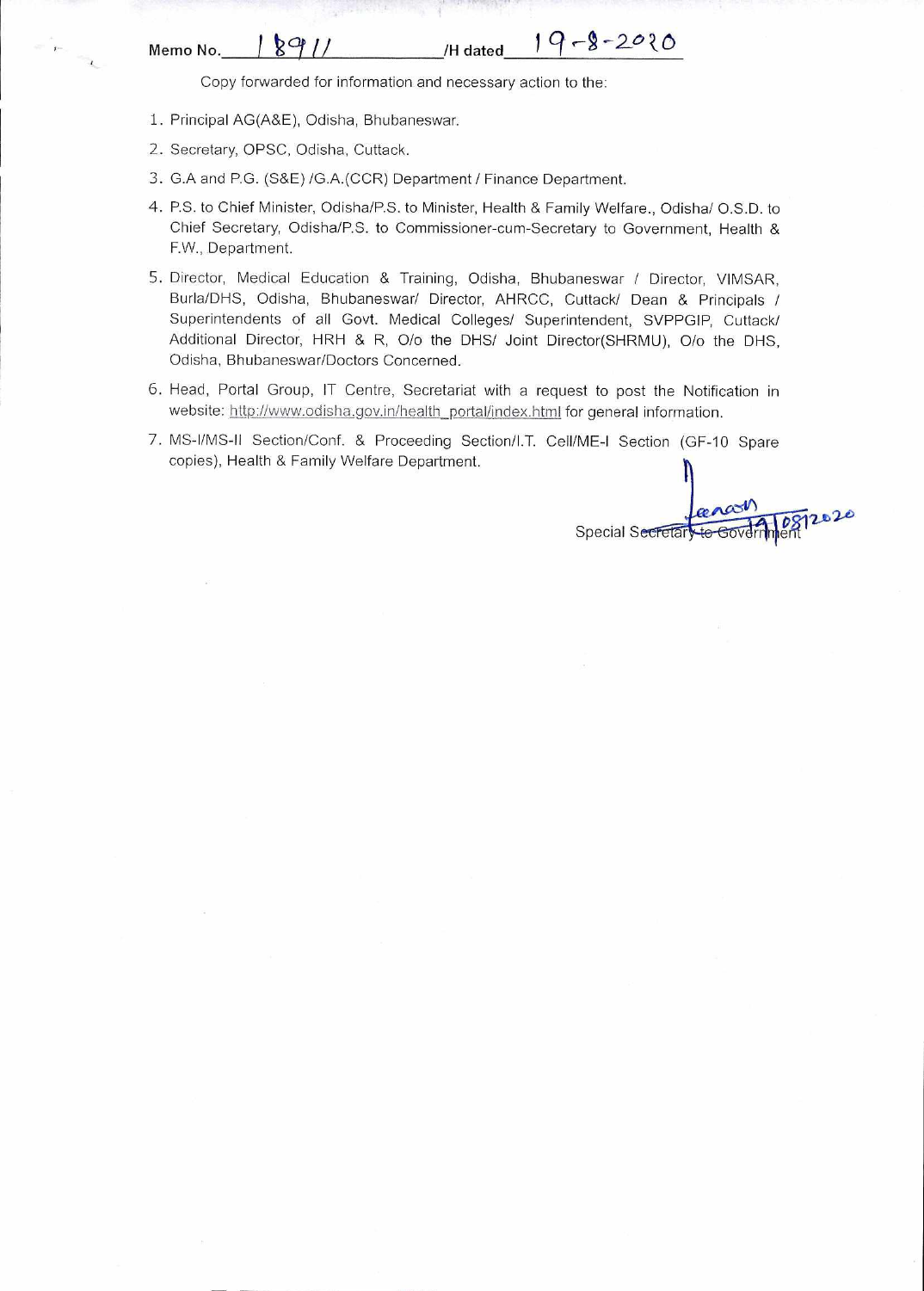Memo No. 18911 /H dated 19-8-2020

Copy forwarded for information and necessary action to the:

1. Principal AG(A&E), Odisha, Bhubaneswar.
2. Secretary, OPSC, Odisha, Cuttack.
3. G.A and P.G. (S&E) /G.A.(CCR) Department / Finance Department.
4. P.S. to Chief Minister, Odisha/P.S. to Minister, Health & Family Welfare., Odisha/ O.S.D. to Chief Secretary, Odisha/P.S. to Commissioner-cum-Secretary to Government, Health & F.W., Department.
5. Director, Medical Education & Training, Odisha, Bhubaneswar / Director, VIMSAR, Burla/DHS, Odisha, Bhubaneswar/ Director, AHRCC, Cuttack/ Dean & Principals / Superintendents of all Govt. Medical Colleges/ Superintendent, SVPPGIP, Cuttack/ Additional Director, HRH & R, O/o the DHS/ Joint Director(SHRMU), O/o the DHS, Odisha, Bhubaneswar/Doctors Concerned.
6. Head, Portal Group, IT Centre, Secretariat with a request to post the Notification in website: http://www.odisha.gov.in/health_portal/index.html for general information.
7. MS-I/MS-II Section/Conf. & Proceeding Section/I.T. Cell/ME-I Section (GF-10 Spare copies), Health & Family Welfare Department.

19/08/2020

Special Secretary to Government